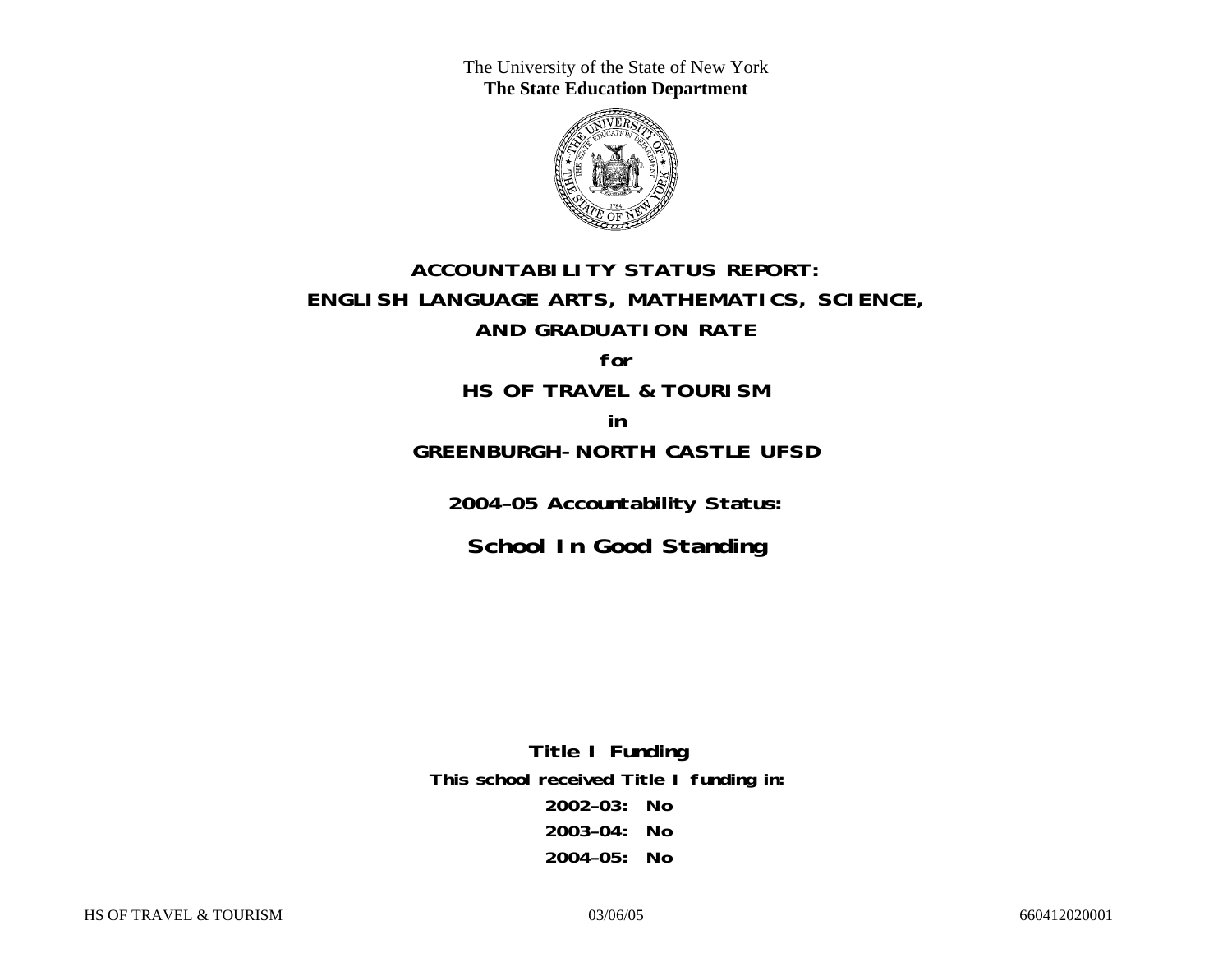The University of the State of New York
**The State Education Department**

# ACCOUNTABILITY STATUS REPORT:
# ENGLISH LANGUAGE ARTS, MATHEMATICS, SCIENCE, AND GRADUATION RATE

**for**

## HS OF TRAVEL & TOURISM

**in**

## GREENBURGH-NORTH CASTLE UFSD

**2004–05 Accountability Status:**

## School In Good Standing

**Title I Funding**

**This school received Title I funding in:**

**2002–03: No**

**2003–04: No**

**2004–05: No**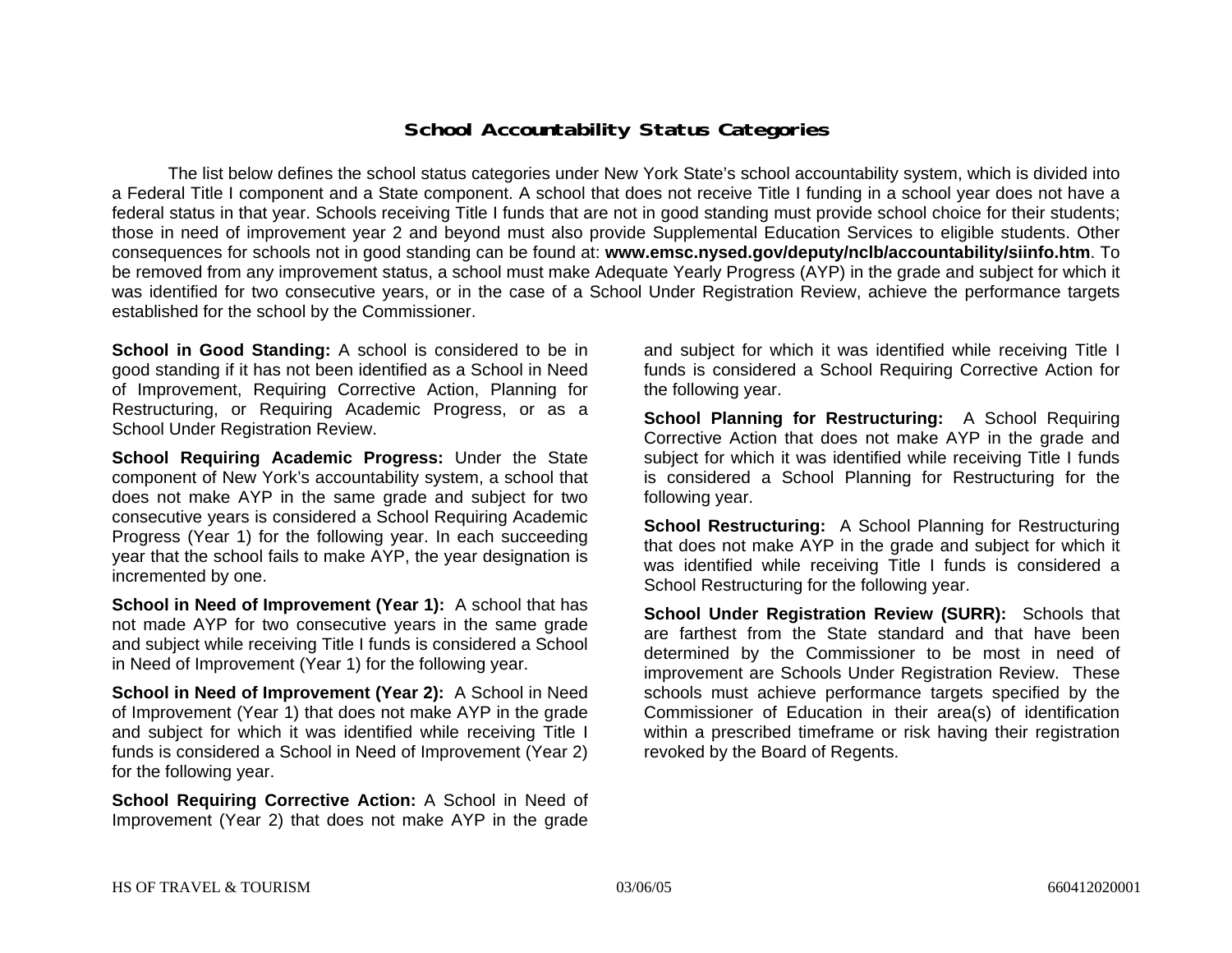# School Accountability Status Categories

The list below defines the school status categories under New York State's school accountability system, which is divided into a Federal Title I component and a State component. A school that does not receive Title I funding in a school year does not have a federal status in that year. Schools receiving Title I funds that are not in good standing must provide school choice for their students; those in need of improvement year 2 and beyond must also provide Supplemental Education Services to eligible students. Other consequences for schools not in good standing can be found at: **www.emsc.nysed.gov/deputy/nclb/accountability/siinfo.htm**. To be removed from any improvement status, a school must make Adequate Yearly Progress (AYP) in the grade and subject for which it was identified for two consecutive years, or in the case of a School Under Registration Review, achieve the performance targets established for the school by the Commissioner.

**School in Good Standing:** A school is considered to be in good standing if it has not been identified as a School in Need of Improvement, Requiring Corrective Action, Planning for Restructuring, or Requiring Academic Progress, or as a School Under Registration Review.

**School Requiring Academic Progress:** Under the State component of New York's accountability system, a school that does not make AYP in the same grade and subject for two consecutive years is considered a School Requiring Academic Progress (Year 1) for the following year. In each succeeding year that the school fails to make AYP, the year designation is incremented by one.

**School in Need of Improvement (Year 1):** A school that has not made AYP for two consecutive years in the same grade and subject while receiving Title I funds is considered a School in Need of Improvement (Year 1) for the following year.

**School in Need of Improvement (Year 2):** A School in Need of Improvement (Year 1) that does not make AYP in the grade and subject for which it was identified while receiving Title I funds is considered a School in Need of Improvement (Year 2) for the following year.

**School Requiring Corrective Action:** A School in Need of Improvement (Year 2) that does not make AYP in the grade and subject for which it was identified while receiving Title I funds is considered a School Requiring Corrective Action for the following year.

**School Planning for Restructuring:** A School Requiring Corrective Action that does not make AYP in the grade and subject for which it was identified while receiving Title I funds is considered a School Planning for Restructuring for the following year.

**School Restructuring:** A School Planning for Restructuring that does not make AYP in the grade and subject for which it was identified while receiving Title I funds is considered a School Restructuring for the following year.

**School Under Registration Review (SURR):** Schools that are farthest from the State standard and that have been determined by the Commissioner to be most in need of improvement are Schools Under Registration Review. These schools must achieve performance targets specified by the Commissioner of Education in their area(s) of identification within a prescribed timeframe or risk having their registration revoked by the Board of Regents.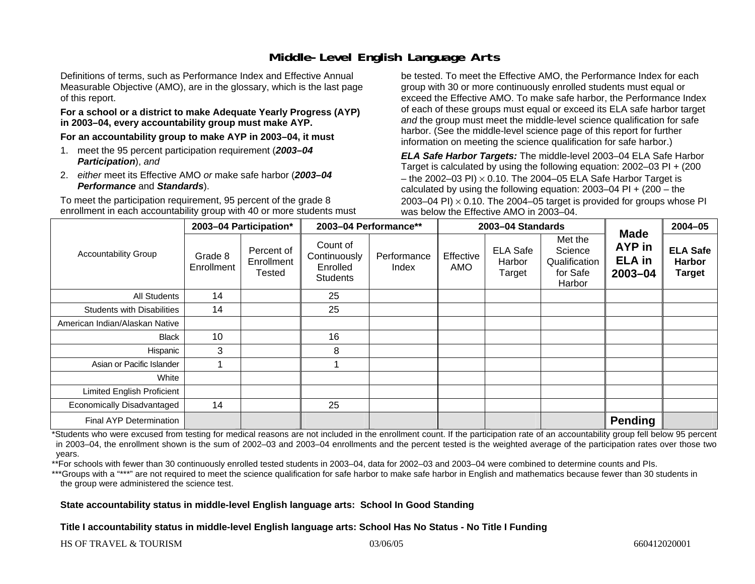# Middle-Level English Language Arts

Definitions of terms, such as Performance Index and Effective Annual Measurable Objective (AMO), are in the glossary, which is the last page of this report.

**For a school or a district to make Adequate Yearly Progress (AYP) in 2003–04, every accountability group must make AYP.**

**For an accountability group to make AYP in 2003–04, it must**

1. meet the 95 percent participation requirement (***2003–04 Participation***), *and*
2. *either* meet its Effective AMO *or* make safe harbor (***2003–04 Performance*** and ***Standards***).

To meet the participation requirement, 95 percent of the grade 8 enrollment in each accountability group with 40 or more students must be tested. To meet the Effective AMO, the Performance Index for each group with 30 or more continuously enrolled students must equal or exceed the Effective AMO. To make safe harbor, the Performance Index of each of these groups must equal or exceed its ELA safe harbor target *and* the group must meet the middle-level science qualification for safe harbor. (See the middle-level science page of this report for further information on meeting the science qualification for safe harbor.)

***ELA Safe Harbor Targets:*** The middle-level 2003–04 ELA Safe Harbor Target is calculated by using the following equation: 2002–03 PI + (200 – the 2002–03 PI) $\times$ 0.10. The 2004–05 ELA Safe Harbor Target is calculated by using the following equation: 2003–04 PI + (200 – the 2003–04 PI) $\times$ 0.10. The 2004–05 target is provided for groups whose PI was below the Effective AMO in 2003–04.

| Accountability Group | 2003–04 Participation* | | 2003–04 Performance** | | 2003–04 Standards | | | Made AYP in ELA in 2003–04 | 2004–05 |
|---|---|---|---|---|---|---|---|---|---|
| | Grade 8 Enrollment | Percent of Enrollment Tested | Count of Continuously Enrolled Students | Performance Index | Effective AMO | ELA Safe Harbor Target | Met the Science Qualification for Safe Harbor | | ELA Safe Harbor Target |
| All Students | 14 | | 25 | | | | | | |
| Students with Disabilities | 14 | | 25 | | | | | | |
| American Indian/Alaskan Native | | | | | | | | | |
| Black | 10 | | 16 | | | | | | |
| Hispanic | 3 | | 8 | | | | | | |
| Asian or Pacific Islander | 1 | | 1 | | | | | | |
| White | | | | | | | | | |
| Limited English Proficient | | | | | | | | | |
| Economically Disadvantaged | 14 | | 25 | | | | | | |
| Final AYP Determination | | | | | | | | **Pending** | |

*Students who were excused from testing for medical reasons are not included in the enrollment count. If the participation rate of an accountability group fell below 95 percent in 2003–04, the enrollment shown is the sum of 2002–03 and 2003–04 enrollments and the percent tested is the weighted average of the participation rates over those two years.

**For schools with fewer than 30 continuously enrolled tested students in 2003–04, data for 2002–03 and 2003–04 were combined to determine counts and PIs.

***Groups with a "***" are not required to meet the science qualification for safe harbor to make safe harbor in English and mathematics because fewer than 30 students in the group were administered the science test.

**State accountability status in middle-level English language arts: School In Good Standing**

**Title I accountability status in middle-level English language arts: School Has No Status - No Title I Funding**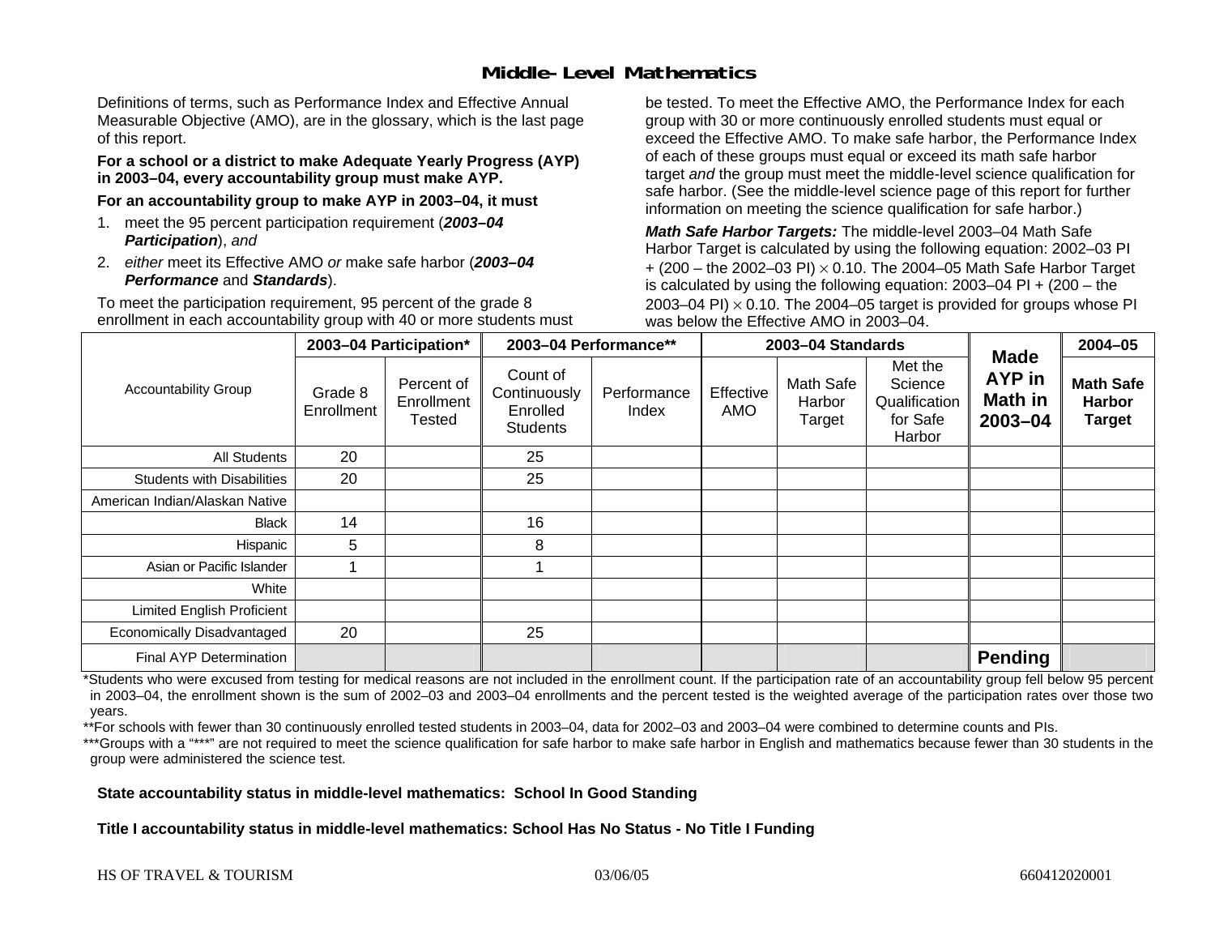# Middle-Level Mathematics

Definitions of terms, such as Performance Index and Effective Annual Measurable Objective (AMO), are in the glossary, which is the last page of this report.

**For a school or a district to make Adequate Yearly Progress (AYP) in 2003–04, every accountability group must make AYP.**

**For an accountability group to make AYP in 2003–04, it must**

1. meet the 95 percent participation requirement (***2003–04 Participation***), *and*
2. *either* meet its Effective AMO *or* make safe harbor (***2003–04 Performance*** and ***Standards***).

To meet the participation requirement, 95 percent of the grade 8 enrollment in each accountability group with 40 or more students must be tested. To meet the Effective AMO, the Performance Index for each group with 30 or more continuously enrolled students must equal or exceed the Effective AMO. To make safe harbor, the Performance Index of each of these groups must equal or exceed its math safe harbor target *and* the group must meet the middle-level science qualification for safe harbor. (See the middle-level science page of this report for further information on meeting the science qualification for safe harbor.)

***Math Safe Harbor Targets:*** The middle-level 2003–04 Math Safe Harbor Target is calculated by using the following equation: 2002–03 PI + (200 – the 2002–03 PI) $\times$ 0.10. The 2004–05 Math Safe Harbor Target is calculated by using the following equation: 2003–04 PI + (200 – the 2003–04 PI) $\times$ 0.10. The 2004–05 target is provided for groups whose PI was below the Effective AMO in 2003–04.

| Accountability Group | 2003–04 Participation* | | 2003–04 Performance** | | 2003–04 Standards | | | Made AYP in Math in 2003–04 | 2004–05 |
|---|---|---|---|---|---|---|---|---|---|
| | Grade 8 Enrollment | Percent of Enrollment Tested | Count of Continuously Enrolled Students | Performance Index | Effective AMO | Math Safe Harbor Target | Met the Science Qualification for Safe Harbor | | **Math Safe Harbor Target** |
| All Students | 20 | | 25 | | | | | | |
| Students with Disabilities | 20 | | 25 | | | | | | |
| American Indian/Alaskan Native | | | | | | | | | |
| Black | 14 | | 16 | | | | | | |
| Hispanic | 5 | | 8 | | | | | | |
| Asian or Pacific Islander | 1 | | 1 | | | | | | |
| White | | | | | | | | | |
| Limited English Proficient | | | | | | | | | |
| Economically Disadvantaged | 20 | | 25 | | | | | | |
| Final AYP Determination | | | | | | | | **Pending** | |

*Students who were excused from testing for medical reasons are not included in the enrollment count. If the participation rate of an accountability group fell below 95 percent in 2003–04, the enrollment shown is the sum of 2002–03 and 2003–04 enrollments and the percent tested is the weighted average of the participation rates over those two years.

**For schools with fewer than 30 continuously enrolled tested students in 2003–04, data for 2002–03 and 2003–04 were combined to determine counts and PIs.

***Groups with a "***" are not required to meet the science qualification for safe harbor to make safe harbor in English and mathematics because fewer than 30 students in the group were administered the science test.

**State accountability status in middle-level mathematics: School In Good Standing**

**Title I accountability status in middle-level mathematics: School Has No Status - No Title I Funding**

HS OF TRAVEL & TOURISM 03/06/05 660412020001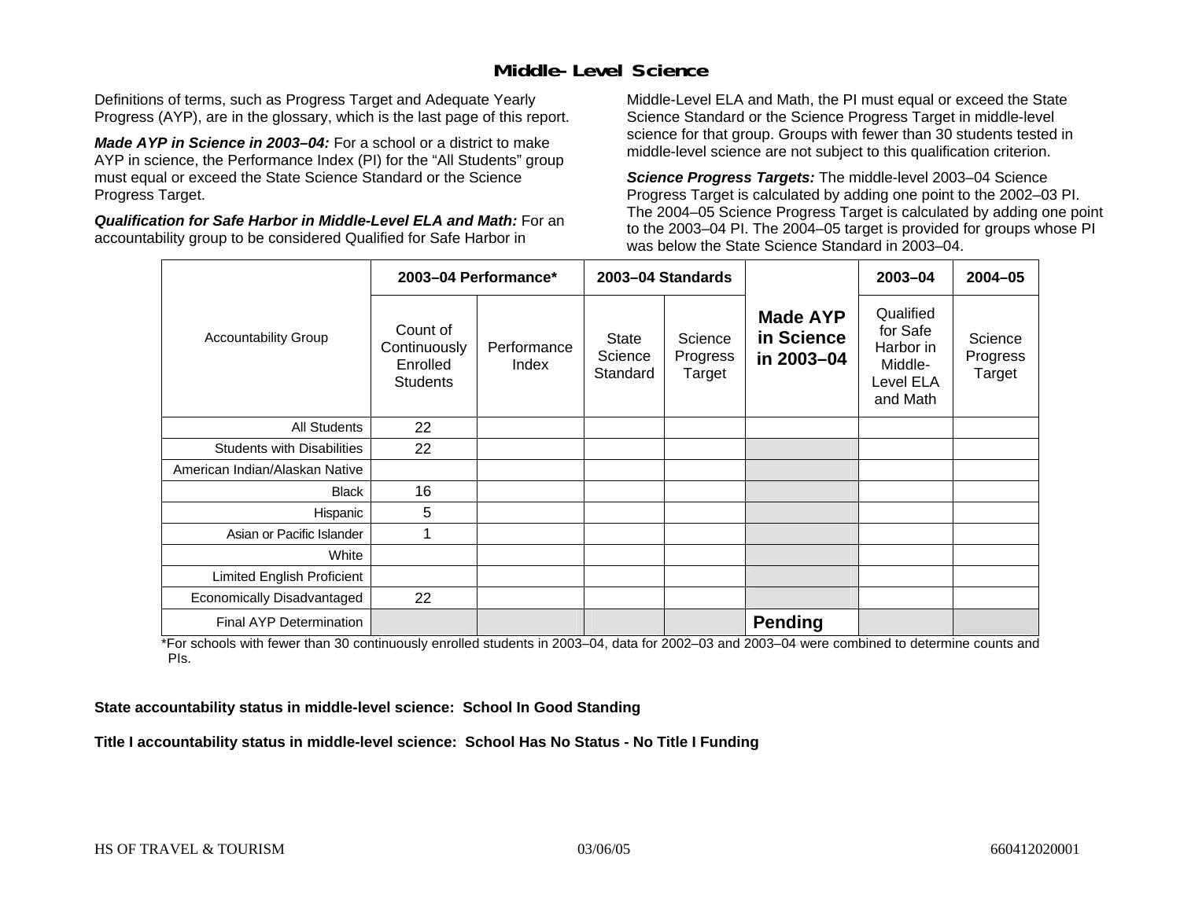## Middle-Level Science

Definitions of terms, such as Progress Target and Adequate Yearly Progress (AYP), are in the glossary, which is the last page of this report.

***Made AYP in Science in 2003–04:*** For a school or a district to make AYP in science, the Performance Index (PI) for the "All Students" group must equal or exceed the State Science Standard or the Science Progress Target.

***Qualification for Safe Harbor in Middle-Level ELA and Math:*** For an accountability group to be considered Qualified for Safe Harbor in Middle-Level ELA and Math, the PI must equal or exceed the State Science Standard or the Science Progress Target in middle-level science for that group. Groups with fewer than 30 students tested in middle-level science are not subject to this qualification criterion.

***Science Progress Targets:*** The middle-level 2003–04 Science Progress Target is calculated by adding one point to the 2002–03 PI. The 2004–05 Science Progress Target is calculated by adding one point to the 2003–04 PI. The 2004–05 target is provided for groups whose PI was below the State Science Standard in 2003–04.

| Accountability Group | 2003–04 Performance* | | 2003–04 Standards | | Made AYP in Science in 2003–04 | 2003–04 | 2004–05 |
|---|---|---|---|---|---|---|---|
| | Count of Continuously Enrolled Students | Performance Index | State Science Standard | Science Progress Target | | Qualified for Safe Harbor in Middle-Level ELA and Math | Science Progress Target |
| All Students | 22 | | | | | | |
| Students with Disabilities | 22 | | | | | | |
| American Indian/Alaskan Native | | | | | | | |
| Black | 16 | | | | | | |
| Hispanic | 5 | | | | | | |
| Asian or Pacific Islander | 1 | | | | | | |
| White | | | | | | | |
| Limited English Proficient | | | | | | | |
| Economically Disadvantaged | 22 | | | | | | |
| Final AYP Determination | | | | | **Pending** | | |

*For schools with fewer than 30 continuously enrolled students in 2003–04, data for 2002–03 and 2003–04 were combined to determine counts and PIs.

**State accountability status in middle-level science: School In Good Standing**

**Title I accountability status in middle-level science: School Has No Status - No Title I Funding**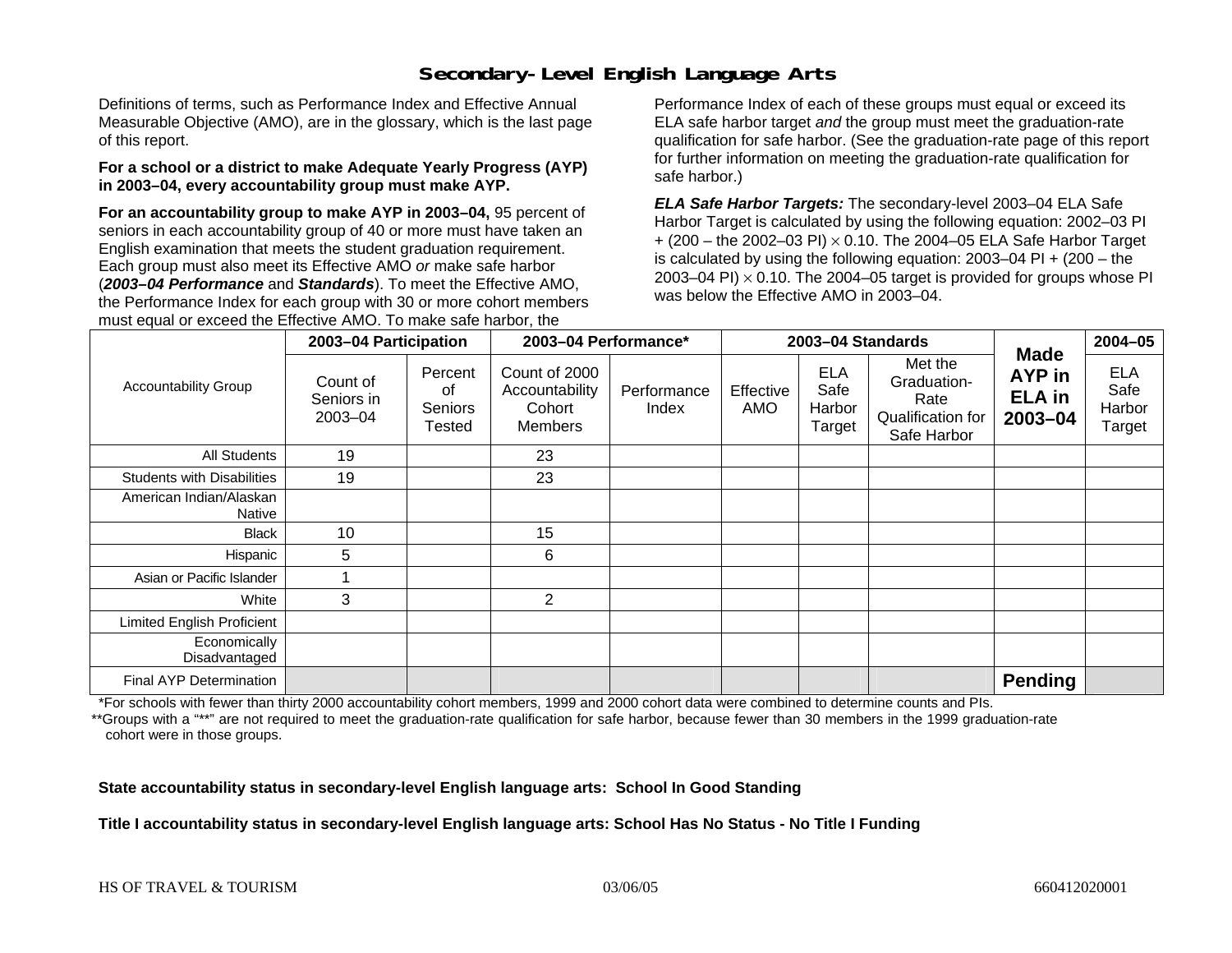# Secondary-Level English Language Arts

Definitions of terms, such as Performance Index and Effective Annual Measurable Objective (AMO), are in the glossary, which is the last page of this report.

**For a school or a district to make Adequate Yearly Progress (AYP) in 2003–04, every accountability group must make AYP.**

**For an accountability group to make AYP in 2003–04,** 95 percent of seniors in each accountability group of 40 or more must have taken an English examination that meets the student graduation requirement. Each group must also meet its Effective AMO *or* make safe harbor (***2003–04 Performance*** and ***Standards***). To meet the Effective AMO, the Performance Index for each group with 30 or more cohort members must equal or exceed the Effective AMO. To make safe harbor, the Performance Index of each of these groups must equal or exceed its ELA safe harbor target *and* the group must meet the graduation-rate qualification for safe harbor. (See the graduation-rate page of this report for further information on meeting the graduation-rate qualification for safe harbor.)

***ELA Safe Harbor Targets:*** The secondary-level 2003–04 ELA Safe Harbor Target is calculated by using the following equation: 2002–03 PI + (200 – the 2002–03 PI) × 0.10. The 2004–05 ELA Safe Harbor Target is calculated by using the following equation: 2003–04 PI + (200 – the 2003–04 PI) × 0.10. The 2004–05 target is provided for groups whose PI was below the Effective AMO in 2003–04.

| Accountability Group | 2003–04 Participation | | 2003–04 Performance* | | 2003–04 Standards | | | Made AYP in ELA in 2003–04 | 2004–05 |
|---|---|---|---|---|---|---|---|---|---|
| | Count of Seniors in 2003–04 | Percent of Seniors Tested | Count of 2000 Accountability Cohort Members | Performance Index | Effective AMO | ELA Safe Harbor Target | Met the Graduation-Rate Qualification for Safe Harbor | | ELA Safe Harbor Target |
| All Students | 19 | | 23 | | | | | | |
| Students with Disabilities | 19 | | 23 | | | | | | |
| American Indian/Alaskan Native | | | | | | | | | |
| Black | 10 | | 15 | | | | | | |
| Hispanic | 5 | | 6 | | | | | | |
| Asian or Pacific Islander | 1 | | | | | | | | |
| White | 3 | | 2 | | | | | | |
| Limited English Proficient | | | | | | | | | |
| Economically Disadvantaged | | | | | | | | | |
| Final AYP Determination | | | | | | | | **Pending** | |

*For schools with fewer than thirty 2000 accountability cohort members, 1999 and 2000 cohort data were combined to determine counts and PIs.

**Groups with a "**" are not required to meet the graduation-rate qualification for safe harbor, because fewer than 30 members in the 1999 graduation-rate cohort were in those groups.

**State accountability status in secondary-level English language arts: School In Good Standing**

**Title I accountability status in secondary-level English language arts: School Has No Status - No Title I Funding**

HS OF TRAVEL & TOURISM 03/06/05 660412020001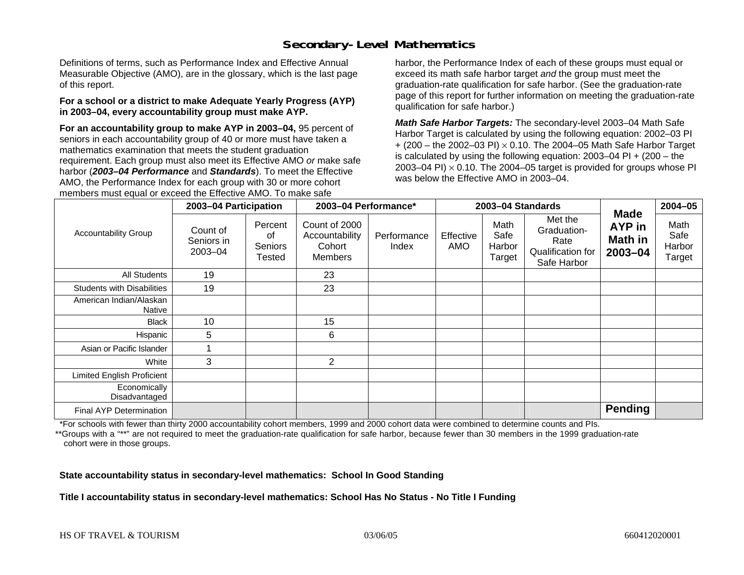# Secondary-Level Mathematics

Definitions of terms, such as Performance Index and Effective Annual Measurable Objective (AMO), are in the glossary, which is the last page of this report.

**For a school or a district to make Adequate Yearly Progress (AYP) in 2003–04, every accountability group must make AYP.**

**For an accountability group to make AYP in 2003–04,** 95 percent of seniors in each accountability group of 40 or more must have taken a mathematics examination that meets the student graduation requirement. Each group must also meet its Effective AMO *or* make safe harbor (***2003–04 Performance*** and ***Standards***). To meet the Effective AMO, the Performance Index for each group with 30 or more cohort members must equal or exceed the Effective AMO. To make safe harbor, the Performance Index of each of these groups must equal or exceed its math safe harbor target *and* the group must meet the graduation-rate qualification for safe harbor. (See the graduation-rate page of this report for further information on meeting the graduation-rate qualification for safe harbor.)

***Math Safe Harbor Targets:*** The secondary-level 2003–04 Math Safe Harbor Target is calculated by using the following equation: 2002–03 PI + (200 – the 2002–03 PI) $\times$ 0.10. The 2004–05 Math Safe Harbor Target is calculated by using the following equation: 2003–04 PI + (200 – the 2003–04 PI) $\times$ 0.10. The 2004–05 target is provided for groups whose PI was below the Effective AMO in 2003–04.

| Accountability Group | 2003–04 Participation | | 2003–04 Performance* | | 2003–04 Standards | | | Made AYP in Math in 2003–04 | 2004–05 |
|---|---|---|---|---|---|---|---|---|---|
| | Count of Seniors in 2003–04 | Percent of Seniors Tested | Count of 2000 Accountability Cohort Members | Performance Index | Effective AMO | Math Safe Harbor Target | Met the Graduation-Rate Qualification for Safe Harbor | | Math Safe Harbor Target |
| All Students | 19 | | 23 | | | | | | |
| Students with Disabilities | 19 | | 23 | | | | | | |
| American Indian/Alaskan Native | | | | | | | | | |
| Black | 10 | | 15 | | | | | | |
| Hispanic | 5 | | 6 | | | | | | |
| Asian or Pacific Islander | 1 | | | | | | | | |
| White | 3 | | 2 | | | | | | |
| Limited English Proficient | | | | | | | | | |
| Economically Disadvantaged | | | | | | | | | |
| Final AYP Determination | | | | | | | | **Pending** | |

*For schools with fewer than thirty 2000 accountability cohort members, 1999 and 2000 cohort data were combined to determine counts and PIs.

**Groups with a "**" are not required to meet the graduation-rate qualification for safe harbor, because fewer than 30 members in the 1999 graduation-rate cohort were in those groups.

**State accountability status in secondary-level mathematics: School In Good Standing**

**Title I accountability status in secondary-level mathematics: School Has No Status - No Title I Funding**

HS OF TRAVEL & TOURISM 03/06/05 660412020001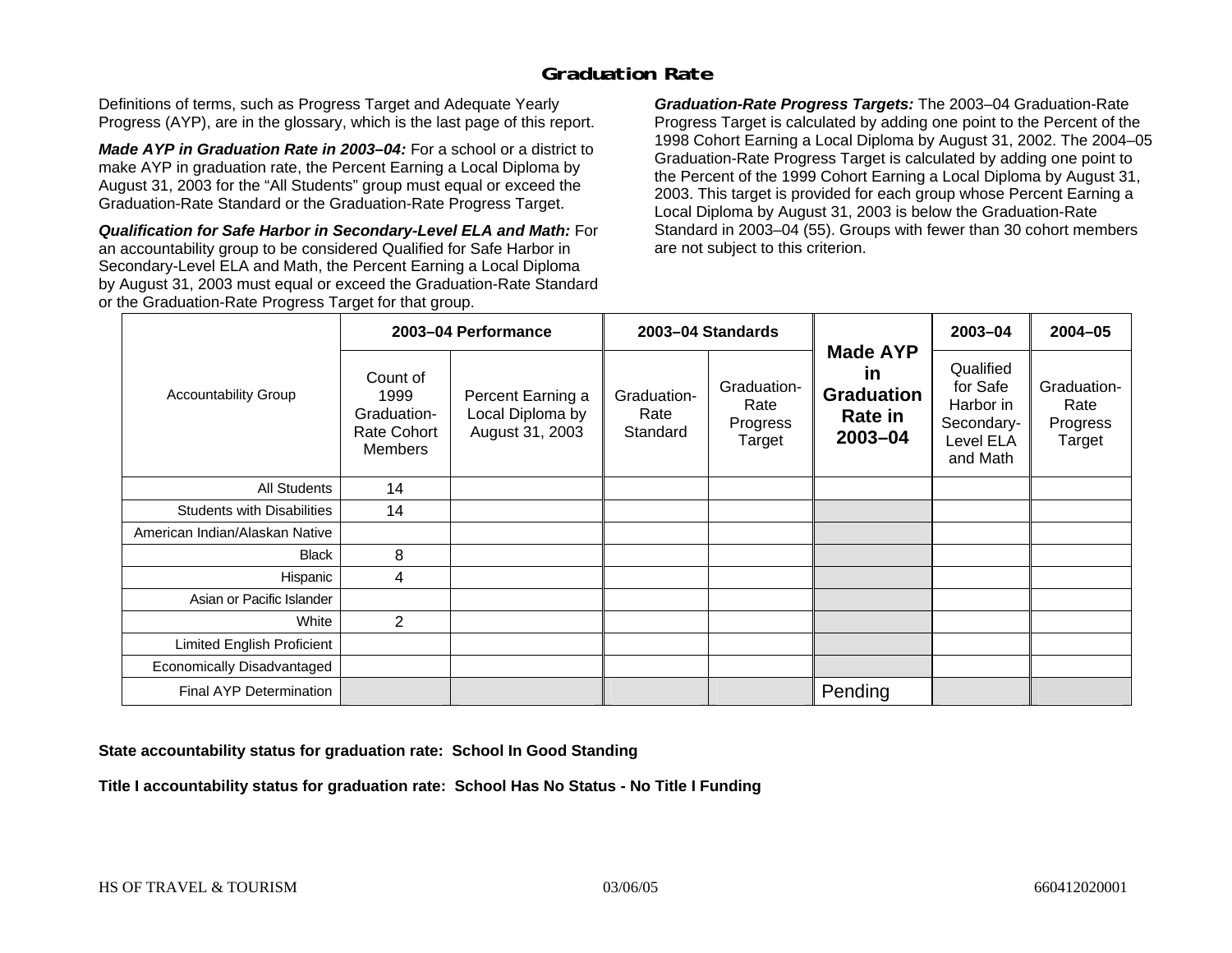# Graduation Rate

Definitions of terms, such as Progress Target and Adequate Yearly Progress (AYP), are in the glossary, which is the last page of this report.

***Made AYP in Graduation Rate in 2003–04:*** For a school or a district to make AYP in graduation rate, the Percent Earning a Local Diploma by August 31, 2003 for the "All Students" group must equal or exceed the Graduation-Rate Standard or the Graduation-Rate Progress Target.

***Qualification for Safe Harbor in Secondary-Level ELA and Math:*** For an accountability group to be considered Qualified for Safe Harbor in Secondary-Level ELA and Math, the Percent Earning a Local Diploma by August 31, 2003 must equal or exceed the Graduation-Rate Standard or the Graduation-Rate Progress Target for that group.

***Graduation-Rate Progress Targets:*** The 2003–04 Graduation-Rate Progress Target is calculated by adding one point to the Percent of the 1998 Cohort Earning a Local Diploma by August 31, 2002. The 2004–05 Graduation-Rate Progress Target is calculated by adding one point to the Percent of the 1999 Cohort Earning a Local Diploma by August 31, 2003. This target is provided for each group whose Percent Earning a Local Diploma by August 31, 2003 is below the Graduation-Rate Standard in 2003–04 (55). Groups with fewer than 30 cohort members are not subject to this criterion.

| Accountability Group | 2003–04 Performance | | 2003–04 Standards | | Made AYP in Graduation Rate in 2003–04 | 2003–04 | 2004–05 |
|---|---|---|---|---|---|---|---|
| | Count of 1999 Graduation-Rate Cohort Members | Percent Earning a Local Diploma by August 31, 2003 | Graduation-Rate Standard | Graduation-Rate Progress Target | | Qualified for Safe Harbor in Secondary-Level ELA and Math | Graduation-Rate Progress Target |
| All Students | 14 | | | | | | |
| Students with Disabilities | 14 | | | | | | |
| American Indian/Alaskan Native | | | | | | | |
| Black | 8 | | | | | | |
| Hispanic | 4 | | | | | | |
| Asian or Pacific Islander | | | | | | | |
| White | 2 | | | | | | |
| Limited English Proficient | | | | | | | |
| Economically Disadvantaged | | | | | | | |
| Final AYP Determination | | | | | Pending | | |

**State accountability status for graduation rate: School In Good Standing**

**Title I accountability status for graduation rate: School Has No Status - No Title I Funding**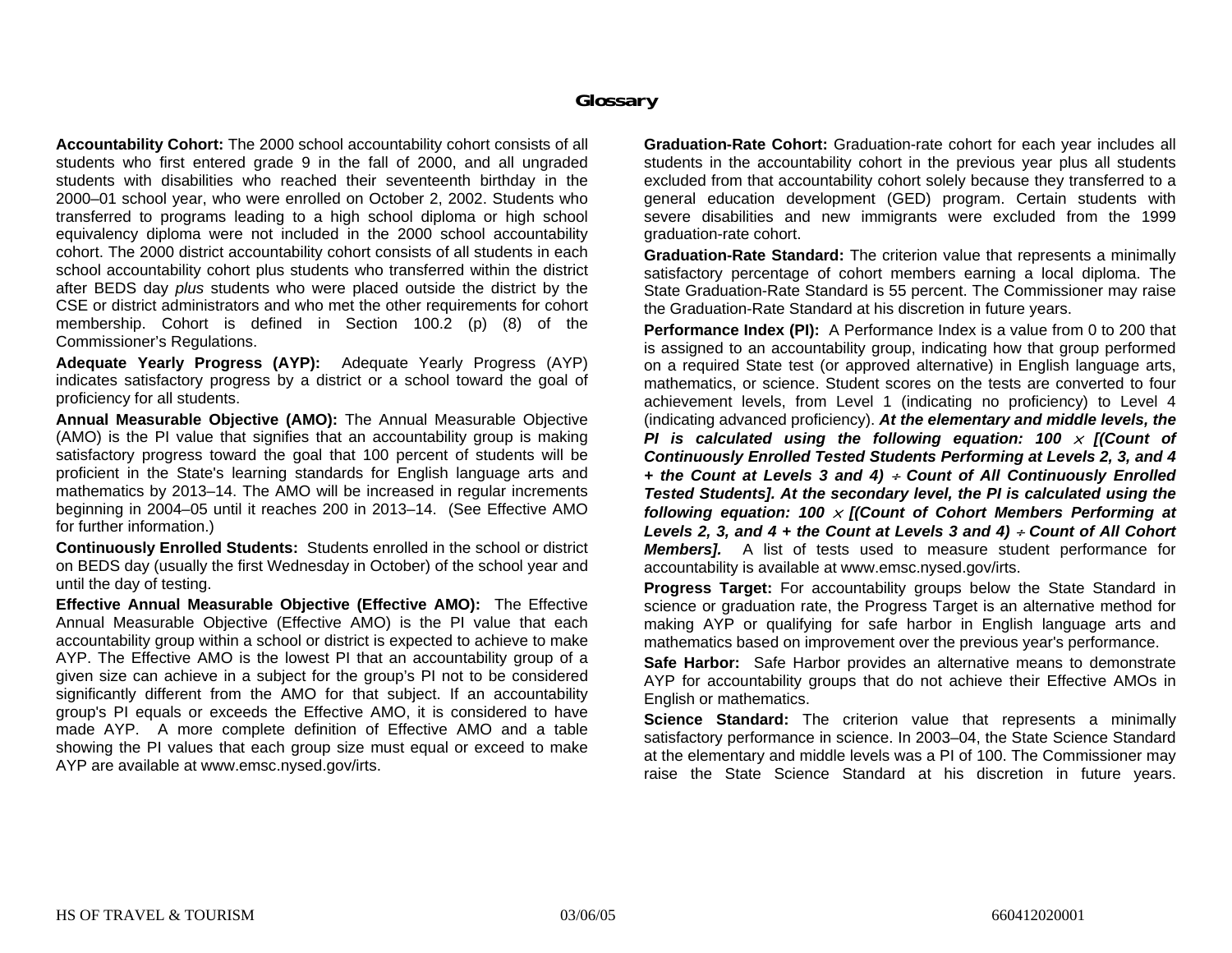## Glossary

**Accountability Cohort:** The 2000 school accountability cohort consists of all students who first entered grade 9 in the fall of 2000, and all ungraded students with disabilities who reached their seventeenth birthday in the 2000–01 school year, who were enrolled on October 2, 2002. Students who transferred to programs leading to a high school diploma or high school equivalency diploma were not included in the 2000 school accountability cohort. The 2000 district accountability cohort consists of all students in each school accountability cohort plus students who transferred within the district after BEDS day *plus* students who were placed outside the district by the CSE or district administrators and who met the other requirements for cohort membership. Cohort is defined in Section 100.2 (p) (8) of the Commissioner's Regulations.

**Adequate Yearly Progress (AYP):** Adequate Yearly Progress (AYP) indicates satisfactory progress by a district or a school toward the goal of proficiency for all students.

**Annual Measurable Objective (AMO):** The Annual Measurable Objective (AMO) is the PI value that signifies that an accountability group is making satisfactory progress toward the goal that 100 percent of students will be proficient in the State's learning standards for English language arts and mathematics by 2013–14. The AMO will be increased in regular increments beginning in 2004–05 until it reaches 200 in 2013–14. (See Effective AMO for further information.)

**Continuously Enrolled Students:** Students enrolled in the school or district on BEDS day (usually the first Wednesday in October) of the school year and until the day of testing.

**Effective Annual Measurable Objective (Effective AMO):** The Effective Annual Measurable Objective (Effective AMO) is the PI value that each accountability group within a school or district is expected to achieve to make AYP. The Effective AMO is the lowest PI that an accountability group of a given size can achieve in a subject for the group's PI not to be considered significantly different from the AMO for that subject. If an accountability group's PI equals or exceeds the Effective AMO, it is considered to have made AYP. A more complete definition of Effective AMO and a table showing the PI values that each group size must equal or exceed to make AYP are available at www.emsc.nysed.gov/irts.

**Graduation-Rate Cohort:** Graduation-rate cohort for each year includes all students in the accountability cohort in the previous year plus all students excluded from that accountability cohort solely because they transferred to a general education development (GED) program. Certain students with severe disabilities and new immigrants were excluded from the 1999 graduation-rate cohort.

**Graduation-Rate Standard:** The criterion value that represents a minimally satisfactory percentage of cohort members earning a local diploma. The State Graduation-Rate Standard is 55 percent. The Commissioner may raise the Graduation-Rate Standard at his discretion in future years.

**Performance Index (PI):** A Performance Index is a value from 0 to 200 that is assigned to an accountability group, indicating how that group performed on a required State test (or approved alternative) in English language arts, mathematics, or science. Student scores on the tests are converted to four achievement levels, from Level 1 (indicating no proficiency) to Level 4 (indicating advanced proficiency). ***At the elementary and middle levels, the PI is calculated using the following equation: 100 × [(Count of Continuously Enrolled Tested Students Performing at Levels 2, 3, and 4 + the Count at Levels 3 and 4) ÷ Count of All Continuously Enrolled Tested Students]. At the secondary level, the PI is calculated using the following equation: 100 × [(Count of Cohort Members Performing at Levels 2, 3, and 4 + the Count at Levels 3 and 4) ÷ Count of All Cohort Members].*** A list of tests used to measure student performance for accountability is available at www.emsc.nysed.gov/irts.

**Progress Target:** For accountability groups below the State Standard in science or graduation rate, the Progress Target is an alternative method for making AYP or qualifying for safe harbor in English language arts and mathematics based on improvement over the previous year's performance.

**Safe Harbor:** Safe Harbor provides an alternative means to demonstrate AYP for accountability groups that do not achieve their Effective AMOs in English or mathematics.

**Science Standard:** The criterion value that represents a minimally satisfactory performance in science. In 2003–04, the State Science Standard at the elementary and middle levels was a PI of 100. The Commissioner may raise the State Science Standard at his discretion in future years.